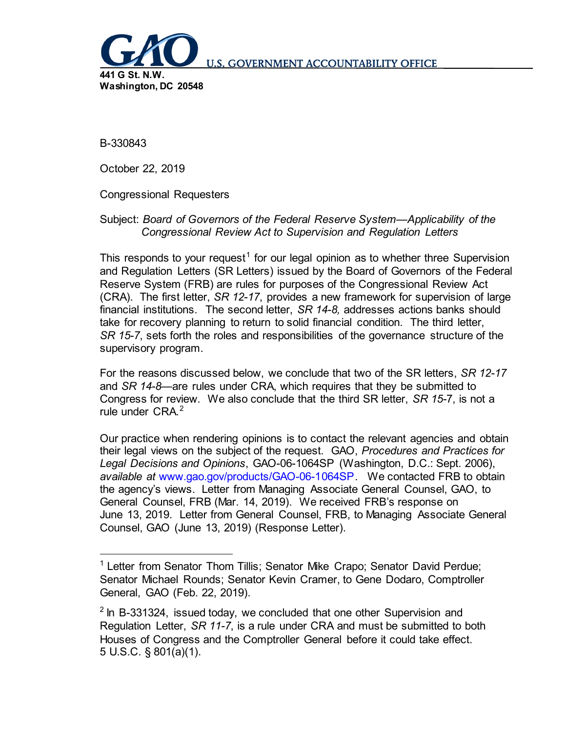**GAO** U.S. GOVERNMENT ACCOUNTABILITY OFFICE

**441 G St. N.W.**
**Washington, DC 20548**

B-330843

October 22, 2019

Congressional Requesters

Subject: *Board of Governors of the Federal Reserve System—Applicability of the Congressional Review Act to Supervision and Regulation Letters*

This responds to your request[1] for our legal opinion as to whether three Supervision and Regulation Letters (SR Letters) issued by the Board of Governors of the Federal Reserve System (FRB) are rules for purposes of the Congressional Review Act (CRA). The first letter, *SR 12-17*, provides a new framework for supervision of large financial institutions. The second letter, *SR 14-8,* addresses actions banks should take for recovery planning to return to solid financial condition. The third letter, *SR 15-7*, sets forth the roles and responsibilities of the governance structure of the supervisory program.

For the reasons discussed below, we conclude that two of the SR letters, *SR 12-17* and *SR 14-8*—are rules under CRA, which requires that they be submitted to Congress for review. We also conclude that the third SR letter, *SR 15*-7, is not a rule under CRA.[2]

Our practice when rendering opinions is to contact the relevant agencies and obtain their legal views on the subject of the request. GAO, *Procedures and Practices for Legal Decisions and Opinions*, GAO-06-1064SP (Washington, D.C.: Sept. 2006), *available at* www.gao.gov/products/GAO-06-1064SP. We contacted FRB to obtain the agency's views. Letter from Managing Associate General Counsel, GAO, to General Counsel, FRB (Mar. 14, 2019). We received FRB's response on June 13, 2019. Letter from General Counsel, FRB, to Managing Associate General Counsel, GAO (June 13, 2019) (Response Letter).

---

[1] Letter from Senator Thom Tillis; Senator Mike Crapo; Senator David Perdue; Senator Michael Rounds; Senator Kevin Cramer, to Gene Dodaro, Comptroller General, GAO (Feb. 22, 2019).

[2] In B-331324, issued today, we concluded that one other Supervision and Regulation Letter, *SR 11-7*, is a rule under CRA and must be submitted to both Houses of Congress and the Comptroller General before it could take effect. 5 U.S.C. § 801(a)(1).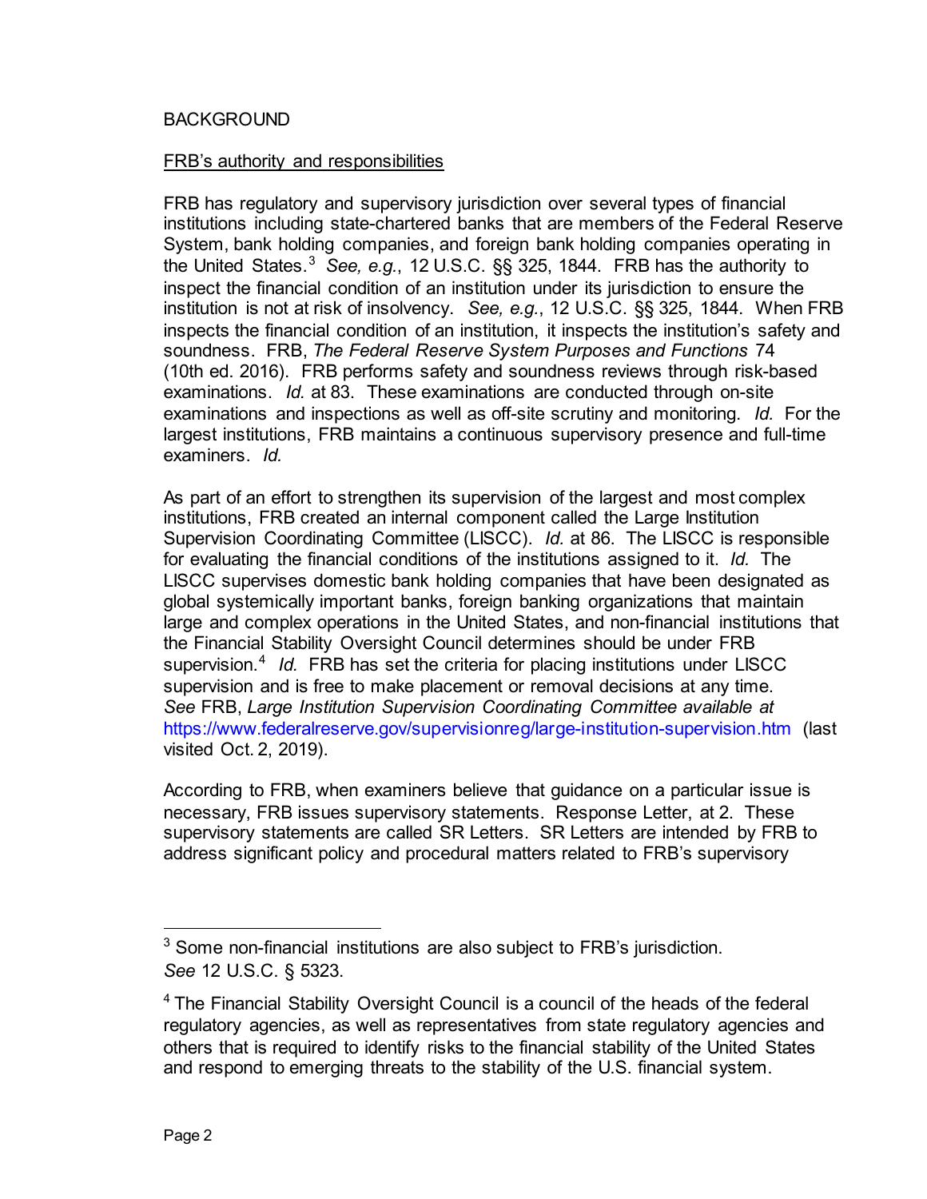BACKGROUND

FRB's authority and responsibilities

FRB has regulatory and supervisory jurisdiction over several types of financial institutions including state-chartered banks that are members of the Federal Reserve System, bank holding companies, and foreign bank holding companies operating in the United States.[3] *See, e.g.*, 12 U.S.C. §§ 325, 1844. FRB has the authority to inspect the financial condition of an institution under its jurisdiction to ensure the institution is not at risk of insolvency. *See, e.g.*, 12 U.S.C. §§ 325, 1844. When FRB inspects the financial condition of an institution, it inspects the institution's safety and soundness. FRB, *The Federal Reserve System Purposes and Functions* 74 (10th ed. 2016). FRB performs safety and soundness reviews through risk-based examinations. *Id.* at 83. These examinations are conducted through on-site examinations and inspections as well as off-site scrutiny and monitoring. *Id.* For the largest institutions, FRB maintains a continuous supervisory presence and full-time examiners. *Id.*

As part of an effort to strengthen its supervision of the largest and most complex institutions, FRB created an internal component called the Large Institution Supervision Coordinating Committee (LISCC). *Id.* at 86. The LISCC is responsible for evaluating the financial conditions of the institutions assigned to it. *Id.* The LISCC supervises domestic bank holding companies that have been designated as global systemically important banks, foreign banking organizations that maintain large and complex operations in the United States, and non-financial institutions that the Financial Stability Oversight Council determines should be under FRB supervision.[4] *Id.* FRB has set the criteria for placing institutions under LISCC supervision and is free to make placement or removal decisions at any time. *See* FRB, *Large Institution Supervision Coordinating Committee available at* https://www.federalreserve.gov/supervisionreg/large-institution-supervision.htm (last visited Oct. 2, 2019).

According to FRB, when examiners believe that guidance on a particular issue is necessary, FRB issues supervisory statements. Response Letter, at 2. These supervisory statements are called SR Letters. SR Letters are intended by FRB to address significant policy and procedural matters related to FRB's supervisory

---

[3] Some non-financial institutions are also subject to FRB's jurisdiction. *See* 12 U.S.C. § 5323.

[4] The Financial Stability Oversight Council is a council of the heads of the federal regulatory agencies, as well as representatives from state regulatory agencies and others that is required to identify risks to the financial stability of the United States and respond to emerging threats to the stability of the U.S. financial system.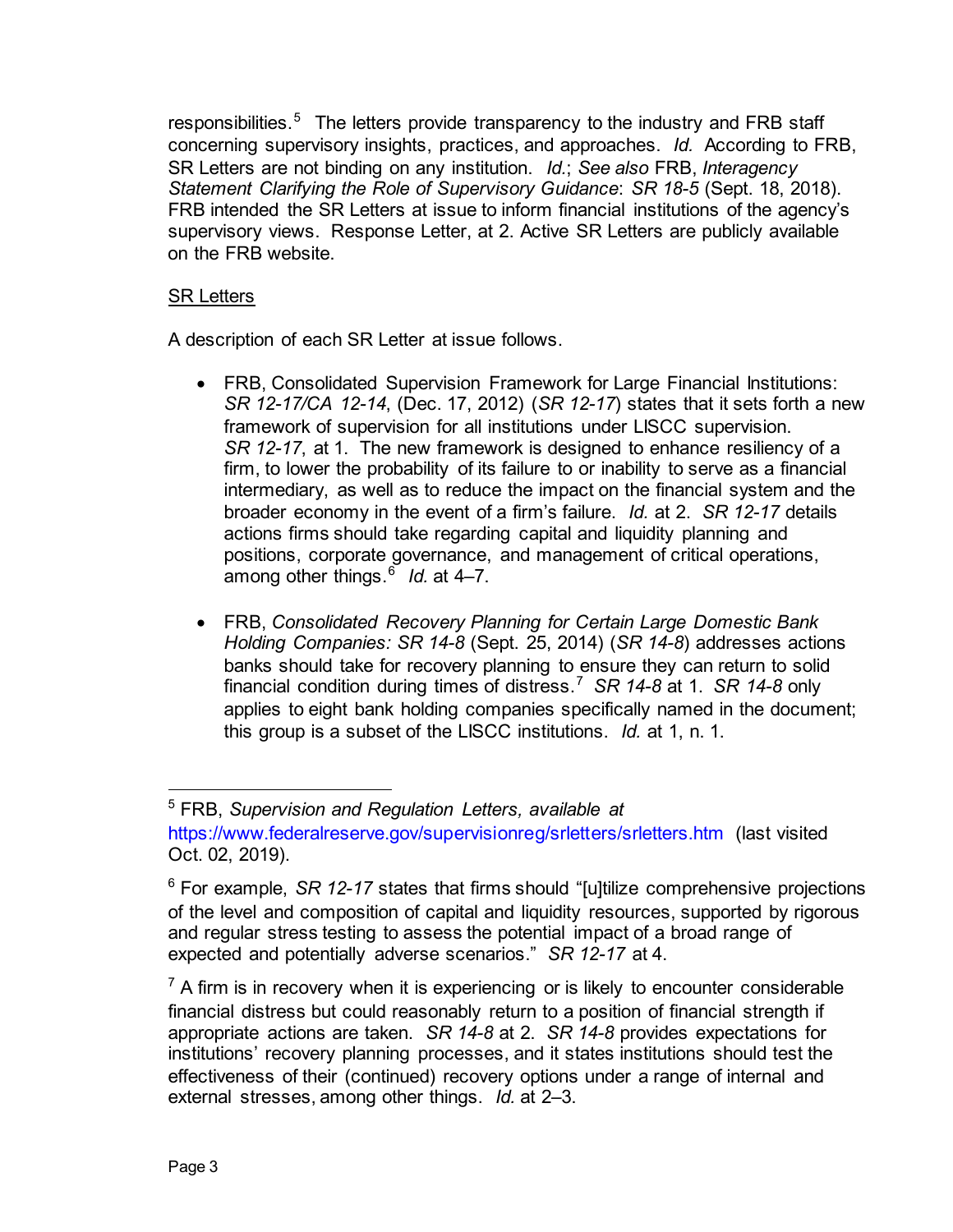responsibilities.[5] The letters provide transparency to the industry and FRB staff concerning supervisory insights, practices, and approaches. *Id.* According to FRB, SR Letters are not binding on any institution. *Id.*; *See also* FRB, *Interagency Statement Clarifying the Role of Supervisory Guidance*: *SR 18-5* (Sept. 18, 2018). FRB intended the SR Letters at issue to inform financial institutions of the agency's supervisory views. Response Letter, at 2. Active SR Letters are publicly available on the FRB website.

<u>SR Letters</u>

A description of each SR Letter at issue follows.

- FRB, Consolidated Supervision Framework for Large Financial Institutions: *SR 12-17/CA 12-14*, (Dec. 17, 2012) (*SR 12-17*) states that it sets forth a new framework of supervision for all institutions under LISCC supervision. *SR 12-17*, at 1. The new framework is designed to enhance resiliency of a firm, to lower the probability of its failure to or inability to serve as a financial intermediary, as well as to reduce the impact on the financial system and the broader economy in the event of a firm's failure. *Id.* at 2. *SR 12-17* details actions firms should take regarding capital and liquidity planning and positions, corporate governance, and management of critical operations, among other things.[6] *Id.* at 4–7.

- FRB, *Consolidated Recovery Planning for Certain Large Domestic Bank Holding Companies: SR 14-8* (Sept. 25, 2014) (*SR 14-8*) addresses actions banks should take for recovery planning to ensure they can return to solid financial condition during times of distress.[7] *SR 14-8* at 1. *SR 14-8* only applies to eight bank holding companies specifically named in the document; this group is a subset of the LISCC institutions. *Id.* at 1, n. 1.

---

[5] FRB, *Supervision and Regulation Letters, available at* https://www.federalreserve.gov/supervisionreg/srletters/srletters.htm (last visited Oct. 02, 2019).

[6] For example, *SR 12-17* states that firms should "[u]tilize comprehensive projections of the level and composition of capital and liquidity resources, supported by rigorous and regular stress testing to assess the potential impact of a broad range of expected and potentially adverse scenarios." *SR 12-17* at 4.

[7] A firm is in recovery when it is experiencing or is likely to encounter considerable financial distress but could reasonably return to a position of financial strength if appropriate actions are taken. *SR 14-8* at 2. *SR 14-8* provides expectations for institutions' recovery planning processes, and it states institutions should test the effectiveness of their (continued) recovery options under a range of internal and external stresses, among other things. *Id.* at 2–3.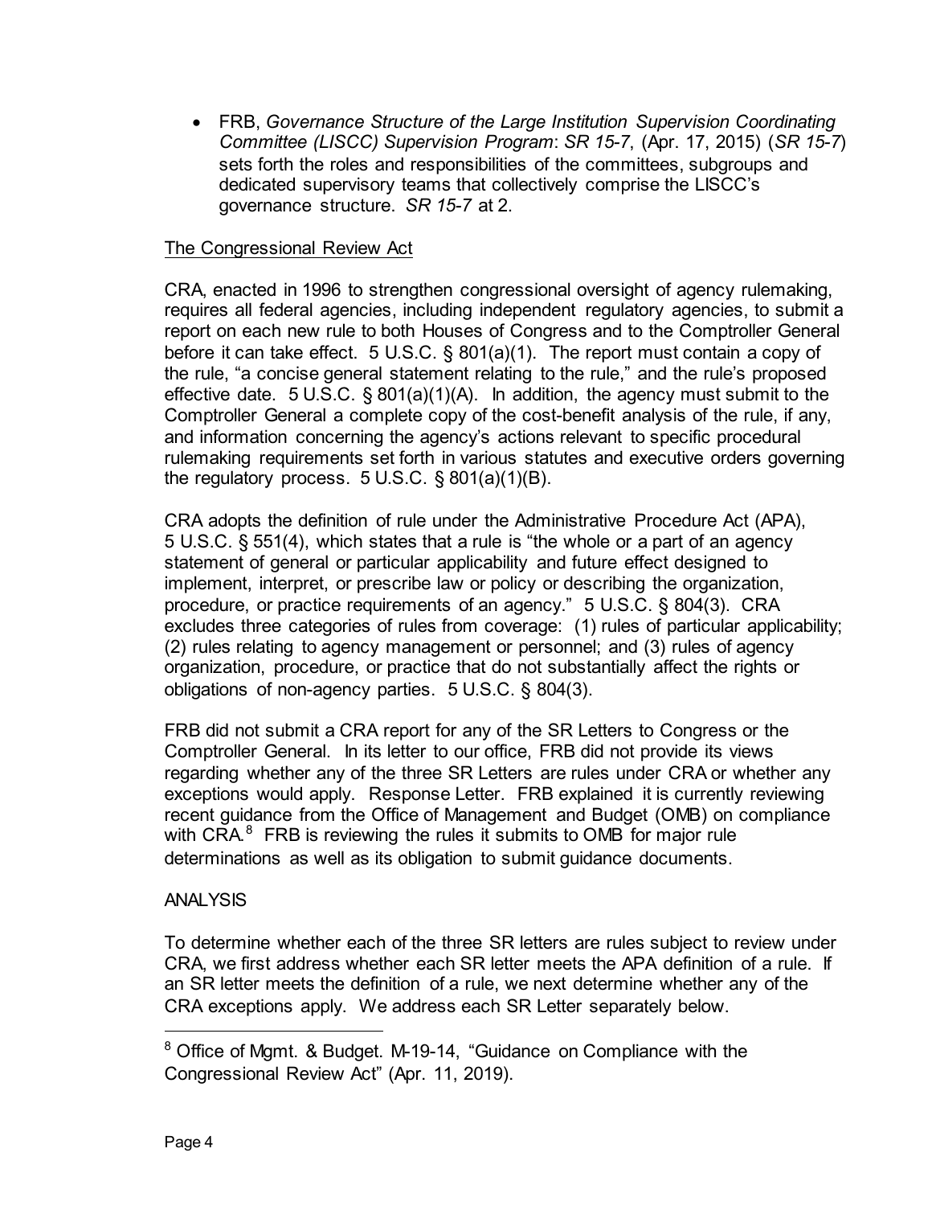- FRB, *Governance Structure of the Large Institution Supervision Coordinating Committee (LISCC) Supervision Program*: *SR 15-7*, (Apr. 17, 2015) (*SR 15-7*) sets forth the roles and responsibilities of the committees, subgroups and dedicated supervisory teams that collectively comprise the LISCC's governance structure. *SR 15-7* at 2.

## The Congressional Review Act

CRA, enacted in 1996 to strengthen congressional oversight of agency rulemaking, requires all federal agencies, including independent regulatory agencies, to submit a report on each new rule to both Houses of Congress and to the Comptroller General before it can take effect. 5 U.S.C. § 801(a)(1). The report must contain a copy of the rule, "a concise general statement relating to the rule," and the rule's proposed effective date. 5 U.S.C. § 801(a)(1)(A). In addition, the agency must submit to the Comptroller General a complete copy of the cost-benefit analysis of the rule, if any, and information concerning the agency's actions relevant to specific procedural rulemaking requirements set forth in various statutes and executive orders governing the regulatory process. 5 U.S.C. § 801(a)(1)(B).

CRA adopts the definition of rule under the Administrative Procedure Act (APA), 5 U.S.C. § 551(4), which states that a rule is "the whole or a part of an agency statement of general or particular applicability and future effect designed to implement, interpret, or prescribe law or policy or describing the organization, procedure, or practice requirements of an agency." 5 U.S.C. § 804(3). CRA excludes three categories of rules from coverage: (1) rules of particular applicability; (2) rules relating to agency management or personnel; and (3) rules of agency organization, procedure, or practice that do not substantially affect the rights or obligations of non-agency parties. 5 U.S.C. § 804(3).

FRB did not submit a CRA report for any of the SR Letters to Congress or the Comptroller General. In its letter to our office, FRB did not provide its views regarding whether any of the three SR Letters are rules under CRA or whether any exceptions would apply. Response Letter. FRB explained it is currently reviewing recent guidance from the Office of Management and Budget (OMB) on compliance with CRA.[8] FRB is reviewing the rules it submits to OMB for major rule determinations as well as its obligation to submit guidance documents.

## ANALYSIS

To determine whether each of the three SR letters are rules subject to review under CRA, we first address whether each SR letter meets the APA definition of a rule. If an SR letter meets the definition of a rule, we next determine whether any of the CRA exceptions apply. We address each SR Letter separately below.

---

[8] Office of Mgmt. & Budget. M-19-14, "Guidance on Compliance with the Congressional Review Act" (Apr. 11, 2019).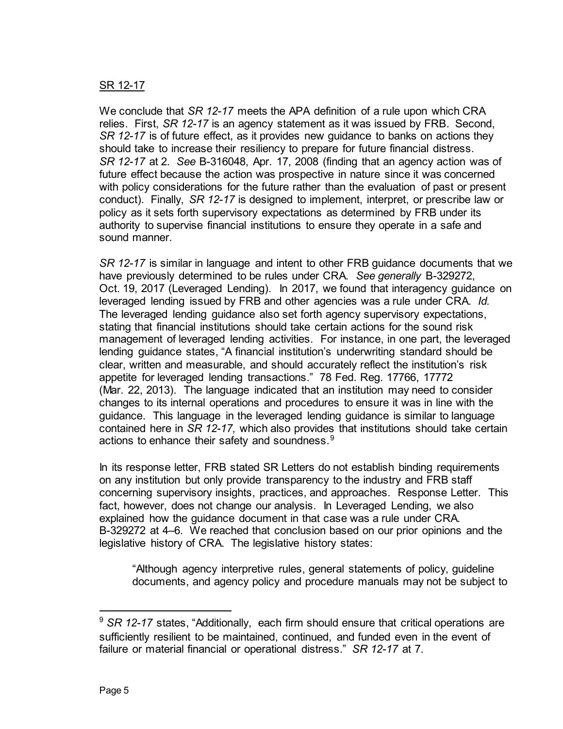SR 12-17

We conclude that *SR 12-17* meets the APA definition of a rule upon which CRA relies. First, *SR 12-17* is an agency statement as it was issued by FRB. Second, *SR 12-17* is of future effect, as it provides new guidance to banks on actions they should take to increase their resiliency to prepare for future financial distress. *SR 12-17* at 2. *See* B-316048, Apr. 17, 2008 (finding that an agency action was of future effect because the action was prospective in nature since it was concerned with policy considerations for the future rather than the evaluation of past or present conduct). Finally, *SR 12-17* is designed to implement, interpret, or prescribe law or policy as it sets forth supervisory expectations as determined by FRB under its authority to supervise financial institutions to ensure they operate in a safe and sound manner.

*SR 12-17* is similar in language and intent to other FRB guidance documents that we have previously determined to be rules under CRA. *See generally* B-329272, Oct. 19, 2017 (Leveraged Lending). In 2017, we found that interagency guidance on leveraged lending issued by FRB and other agencies was a rule under CRA. *Id.* The leveraged lending guidance also set forth agency supervisory expectations, stating that financial institutions should take certain actions for the sound risk management of leveraged lending activities. For instance, in one part, the leveraged lending guidance states, "A financial institution's underwriting standard should be clear, written and measurable, and should accurately reflect the institution's risk appetite for leveraged lending transactions." 78 Fed. Reg. 17766, 17772 (Mar. 22, 2013). The language indicated that an institution may need to consider changes to its internal operations and procedures to ensure it was in line with the guidance. This language in the leveraged lending guidance is similar to language contained here in *SR 12-17*, which also provides that institutions should take certain actions to enhance their safety and soundness.[9]

In its response letter, FRB stated SR Letters do not establish binding requirements on any institution but only provide transparency to the industry and FRB staff concerning supervisory insights, practices, and approaches. Response Letter. This fact, however, does not change our analysis. In Leveraged Lending, we also explained how the guidance document in that case was a rule under CRA. B-329272 at 4–6. We reached that conclusion based on our prior opinions and the legislative history of CRA. The legislative history states:

> "Although agency interpretive rules, general statements of policy, guideline documents, and agency policy and procedure manuals may not be subject to

---

[9] *SR 12-17* states, "Additionally, each firm should ensure that critical operations are sufficiently resilient to be maintained, continued, and funded even in the event of failure or material financial or operational distress." *SR 12-17* at 7.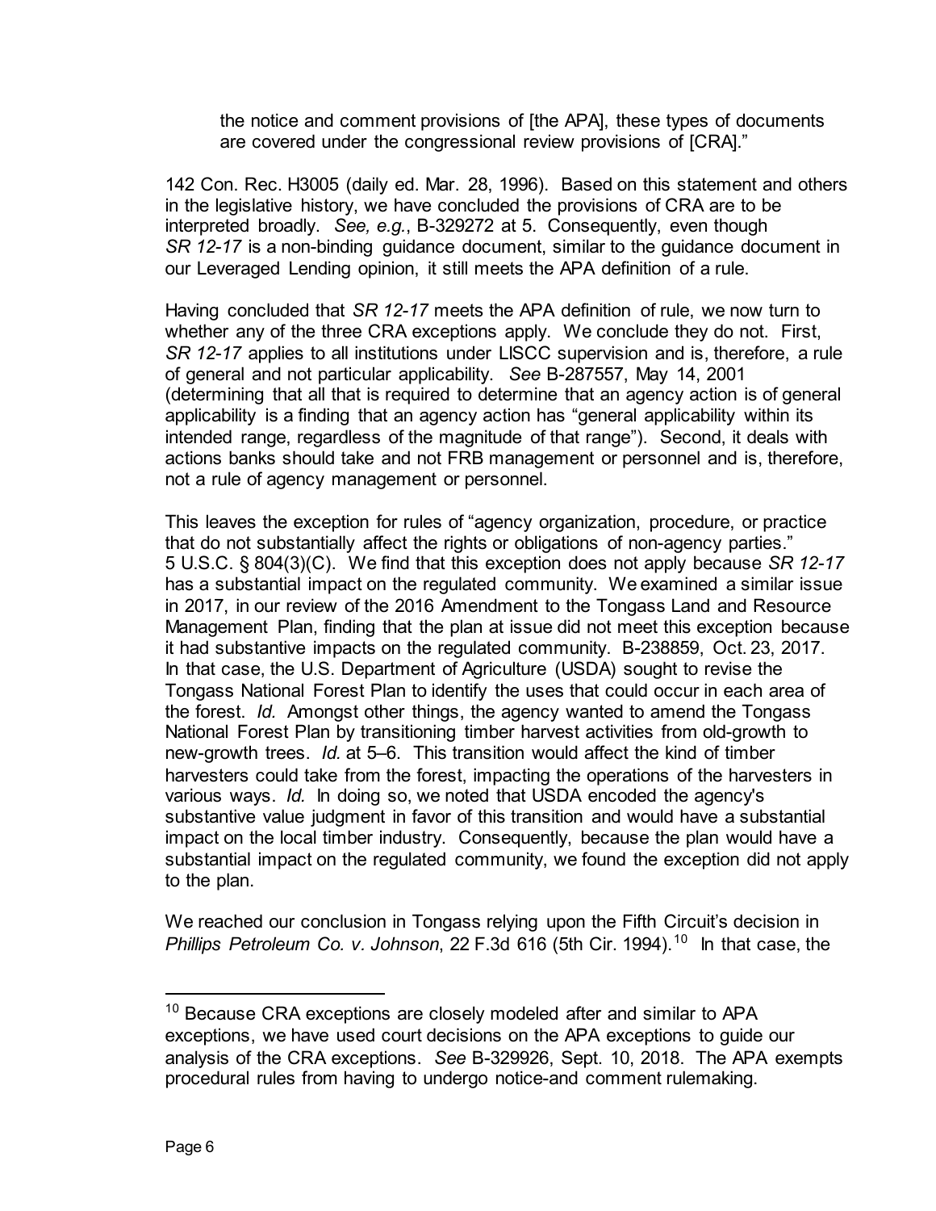> the notice and comment provisions of [the APA], these types of documents are covered under the congressional review provisions of [CRA]."

142 Con. Rec. H3005 (daily ed. Mar. 28, 1996). Based on this statement and others in the legislative history, we have concluded the provisions of CRA are to be interpreted broadly. *See, e.g.*, B-329272 at 5. Consequently, even though *SR 12-17* is a non-binding guidance document, similar to the guidance document in our Leveraged Lending opinion, it still meets the APA definition of a rule.

Having concluded that *SR 12-17* meets the APA definition of rule, we now turn to whether any of the three CRA exceptions apply. We conclude they do not. First, *SR 12-17* applies to all institutions under LISCC supervision and is, therefore, a rule of general and not particular applicability. *See* B-287557, May 14, 2001 (determining that all that is required to determine that an agency action is of general applicability is a finding that an agency action has "general applicability within its intended range, regardless of the magnitude of that range"). Second, it deals with actions banks should take and not FRB management or personnel and is, therefore, not a rule of agency management or personnel.

This leaves the exception for rules of "agency organization, procedure, or practice that do not substantially affect the rights or obligations of non-agency parties." 5 U.S.C. § 804(3)(C). We find that this exception does not apply because *SR 12-17* has a substantial impact on the regulated community. We examined a similar issue in 2017, in our review of the 2016 Amendment to the Tongass Land and Resource Management Plan, finding that the plan at issue did not meet this exception because it had substantive impacts on the regulated community. B-238859, Oct. 23, 2017. In that case, the U.S. Department of Agriculture (USDA) sought to revise the Tongass National Forest Plan to identify the uses that could occur in each area of the forest. *Id.* Amongst other things, the agency wanted to amend the Tongass National Forest Plan by transitioning timber harvest activities from old-growth to new-growth trees. *Id.* at 5–6. This transition would affect the kind of timber harvesters could take from the forest, impacting the operations of the harvesters in various ways. *Id.* In doing so, we noted that USDA encoded the agency's substantive value judgment in favor of this transition and would have a substantial impact on the local timber industry. Consequently, because the plan would have a substantial impact on the regulated community, we found the exception did not apply to the plan.

We reached our conclusion in Tongass relying upon the Fifth Circuit's decision in *Phillips Petroleum Co. v. Johnson*, 22 F.3d 616 (5th Cir. 1994).[10] In that case, the

---

[10] Because CRA exceptions are closely modeled after and similar to APA exceptions, we have used court decisions on the APA exceptions to guide our analysis of the CRA exceptions. *See* B-329926, Sept. 10, 2018. The APA exempts procedural rules from having to undergo notice-and comment rulemaking.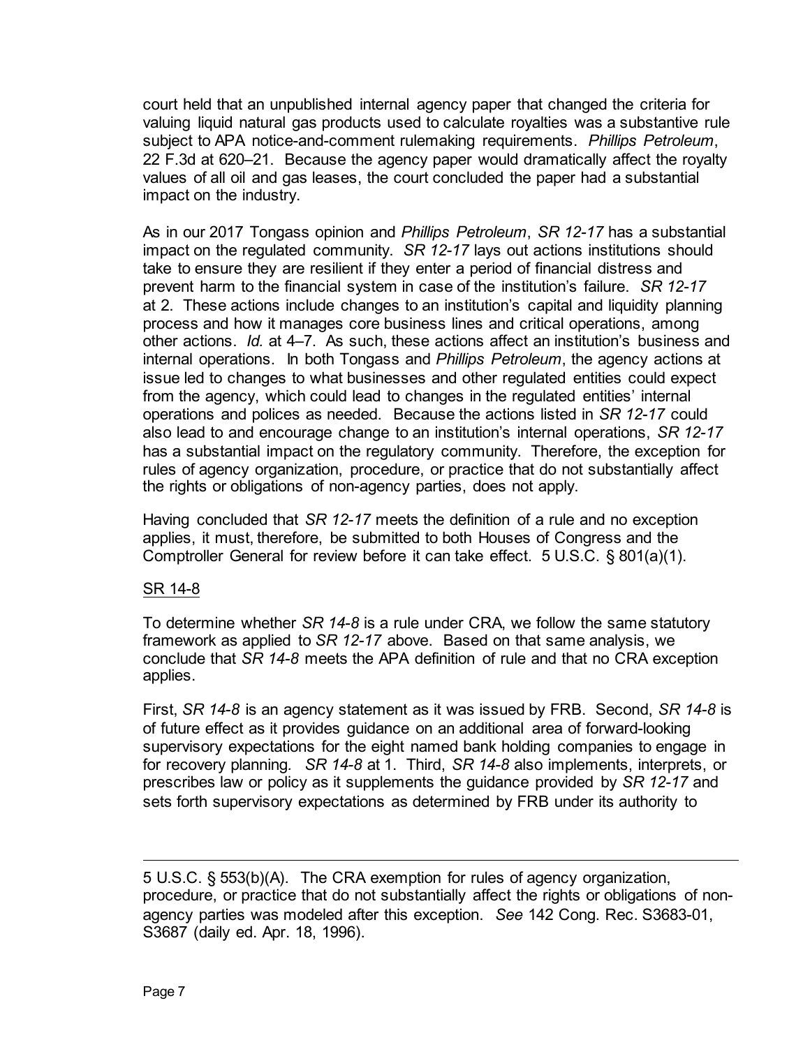court held that an unpublished internal agency paper that changed the criteria for valuing liquid natural gas products used to calculate royalties was a substantive rule subject to APA notice-and-comment rulemaking requirements. *Phillips Petroleum*, 22 F.3d at 620–21. Because the agency paper would dramatically affect the royalty values of all oil and gas leases, the court concluded the paper had a substantial impact on the industry.

As in our 2017 Tongass opinion and *Phillips Petroleum*, *SR 12-17* has a substantial impact on the regulated community. *SR 12-17* lays out actions institutions should take to ensure they are resilient if they enter a period of financial distress and prevent harm to the financial system in case of the institution's failure. *SR 12-17* at 2. These actions include changes to an institution's capital and liquidity planning process and how it manages core business lines and critical operations, among other actions. *Id.* at 4–7. As such, these actions affect an institution's business and internal operations. In both Tongass and *Phillips Petroleum*, the agency actions at issue led to changes to what businesses and other regulated entities could expect from the agency, which could lead to changes in the regulated entities' internal operations and polices as needed. Because the actions listed in *SR 12-17* could also lead to and encourage change to an institution's internal operations, *SR 12-17* has a substantial impact on the regulatory community. Therefore, the exception for rules of agency organization, procedure, or practice that do not substantially affect the rights or obligations of non-agency parties, does not apply.

Having concluded that *SR 12-17* meets the definition of a rule and no exception applies, it must, therefore, be submitted to both Houses of Congress and the Comptroller General for review before it can take effect. 5 U.S.C. § 801(a)(1).

SR 14-8

To determine whether *SR 14-8* is a rule under CRA, we follow the same statutory framework as applied to *SR 12-17* above. Based on that same analysis, we conclude that *SR 14-8* meets the APA definition of rule and that no CRA exception applies.

First, *SR 14-8* is an agency statement as it was issued by FRB. Second, *SR 14-8* is of future effect as it provides guidance on an additional area of forward-looking supervisory expectations for the eight named bank holding companies to engage in for recovery planning. *SR 14-8* at 1. Third, *SR 14-8* also implements, interprets, or prescribes law or policy as it supplements the guidance provided by *SR 12-17* and sets forth supervisory expectations as determined by FRB under its authority to

---

5 U.S.C. § 553(b)(A). The CRA exemption for rules of agency organization, procedure, or practice that do not substantially affect the rights or obligations of non-agency parties was modeled after this exception. *See* 142 Cong. Rec. S3683-01, S3687 (daily ed. Apr. 18, 1996).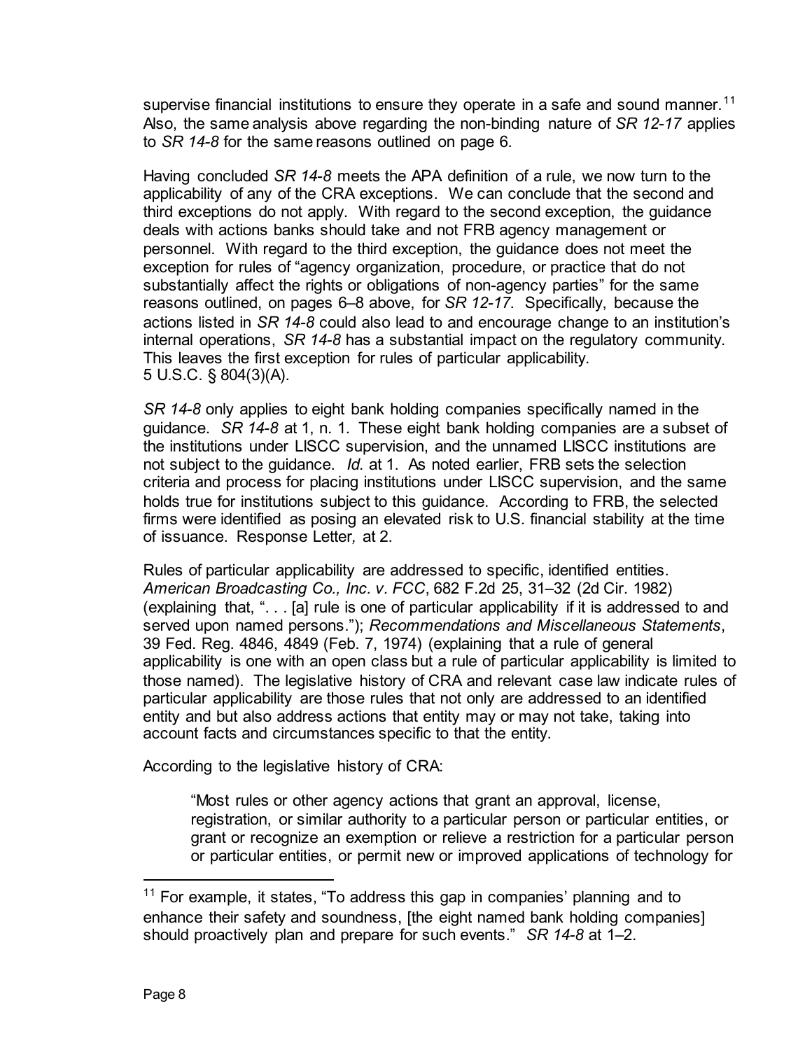supervise financial institutions to ensure they operate in a safe and sound manner.[11] Also, the same analysis above regarding the non-binding nature of *SR 12-17* applies to *SR 14-8* for the same reasons outlined on page 6.

Having concluded *SR 14-8* meets the APA definition of a rule, we now turn to the applicability of any of the CRA exceptions. We can conclude that the second and third exceptions do not apply. With regard to the second exception, the guidance deals with actions banks should take and not FRB agency management or personnel. With regard to the third exception, the guidance does not meet the exception for rules of "agency organization, procedure, or practice that do not substantially affect the rights or obligations of non-agency parties" for the same reasons outlined, on pages 6–8 above, for *SR 12-17*. Specifically, because the actions listed in *SR 14-8* could also lead to and encourage change to an institution's internal operations, *SR 14-8* has a substantial impact on the regulatory community. This leaves the first exception for rules of particular applicability. 5 U.S.C. § 804(3)(A).

*SR 14-8* only applies to eight bank holding companies specifically named in the guidance. *SR 14-8* at 1, n. 1. These eight bank holding companies are a subset of the institutions under LISCC supervision, and the unnamed LISCC institutions are not subject to the guidance. *Id.* at 1. As noted earlier, FRB sets the selection criteria and process for placing institutions under LISCC supervision, and the same holds true for institutions subject to this guidance. According to FRB, the selected firms were identified as posing an elevated risk to U.S. financial stability at the time of issuance. Response Letter*,* at 2.

Rules of particular applicability are addressed to specific, identified entities. *American Broadcasting Co., Inc. v. FCC*, 682 F.2d 25, 31–32 (2d Cir. 1982) (explaining that, ". . . [a] rule is one of particular applicability if it is addressed to and served upon named persons."); *Recommendations and Miscellaneous Statements*, 39 Fed. Reg. 4846, 4849 (Feb. 7, 1974) (explaining that a rule of general applicability is one with an open class but a rule of particular applicability is limited to those named). The legislative history of CRA and relevant case law indicate rules of particular applicability are those rules that not only are addressed to an identified entity and but also address actions that entity may or may not take, taking into account facts and circumstances specific to that the entity.

According to the legislative history of CRA:

> "Most rules or other agency actions that grant an approval, license, registration, or similar authority to a particular person or particular entities, or grant or recognize an exemption or relieve a restriction for a particular person or particular entities, or permit new or improved applications of technology for

---

[11] For example, it states, "To address this gap in companies' planning and to enhance their safety and soundness, [the eight named bank holding companies] should proactively plan and prepare for such events." *SR 14-8* at 1–2.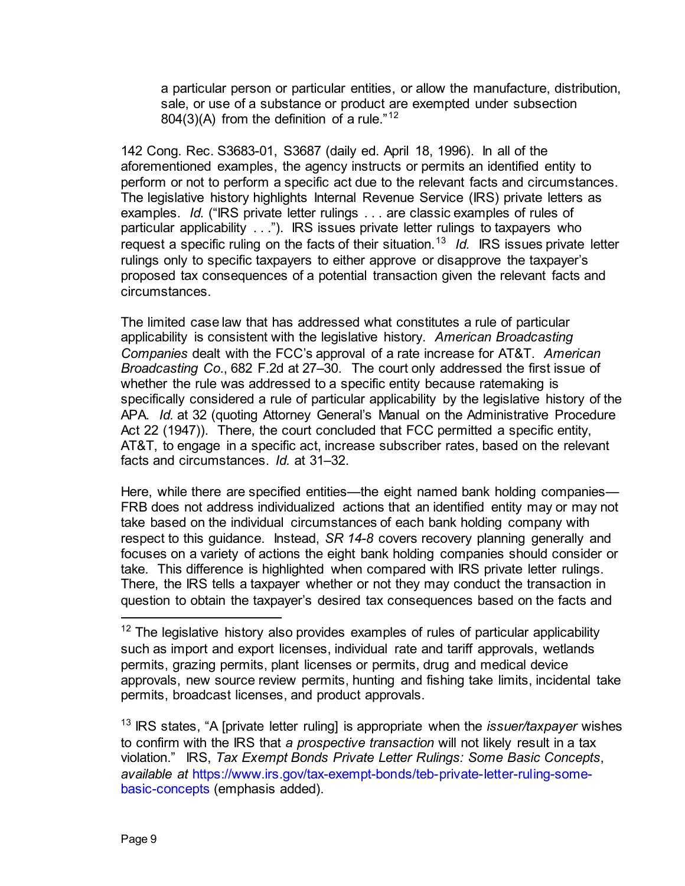> a particular person or particular entities, or allow the manufacture, distribution, sale, or use of a substance or product are exempted under subsection 804(3)(A) from the definition of a rule."[12]

142 Cong. Rec. S3683-01, S3687 (daily ed. April 18, 1996). In all of the aforementioned examples, the agency instructs or permits an identified entity to perform or not to perform a specific act due to the relevant facts and circumstances. The legislative history highlights Internal Revenue Service (IRS) private letters as examples. *Id.* ("IRS private letter rulings . . . are classic examples of rules of particular applicability . . ."). IRS issues private letter rulings to taxpayers who request a specific ruling on the facts of their situation.[13] *Id.* IRS issues private letter rulings only to specific taxpayers to either approve or disapprove the taxpayer's proposed tax consequences of a potential transaction given the relevant facts and circumstances.

The limited case law that has addressed what constitutes a rule of particular applicability is consistent with the legislative history. *American Broadcasting Companies* dealt with the FCC's approval of a rate increase for AT&T. *American Broadcasting Co.*, 682 F.2d at 27–30. The court only addressed the first issue of whether the rule was addressed to a specific entity because ratemaking is specifically considered a rule of particular applicability by the legislative history of the APA. *Id.* at 32 (quoting Attorney General's Manual on the Administrative Procedure Act 22 (1947)). There, the court concluded that FCC permitted a specific entity, AT&T, to engage in a specific act, increase subscriber rates, based on the relevant facts and circumstances. *Id.* at 31–32.

Here, while there are specified entities—the eight named bank holding companies—FRB does not address individualized actions that an identified entity may or may not take based on the individual circumstances of each bank holding company with respect to this guidance. Instead, *SR 14-8* covers recovery planning generally and focuses on a variety of actions the eight bank holding companies should consider or take. This difference is highlighted when compared with IRS private letter rulings. There, the IRS tells a taxpayer whether or not they may conduct the transaction in question to obtain the taxpayer's desired tax consequences based on the facts and

---

[12] The legislative history also provides examples of rules of particular applicability such as import and export licenses, individual rate and tariff approvals, wetlands permits, grazing permits, plant licenses or permits, drug and medical device approvals, new source review permits, hunting and fishing take limits, incidental take permits, broadcast licenses, and product approvals.

[13] IRS states, "A [private letter ruling] is appropriate when the *issuer/taxpayer* wishes to confirm with the IRS that *a prospective transaction* will not likely result in a tax violation." IRS, *Tax Exempt Bonds Private Letter Rulings: Some Basic Concepts*, *available at* https://www.irs.gov/tax-exempt-bonds/teb-private-letter-ruling-some-basic-concepts (emphasis added).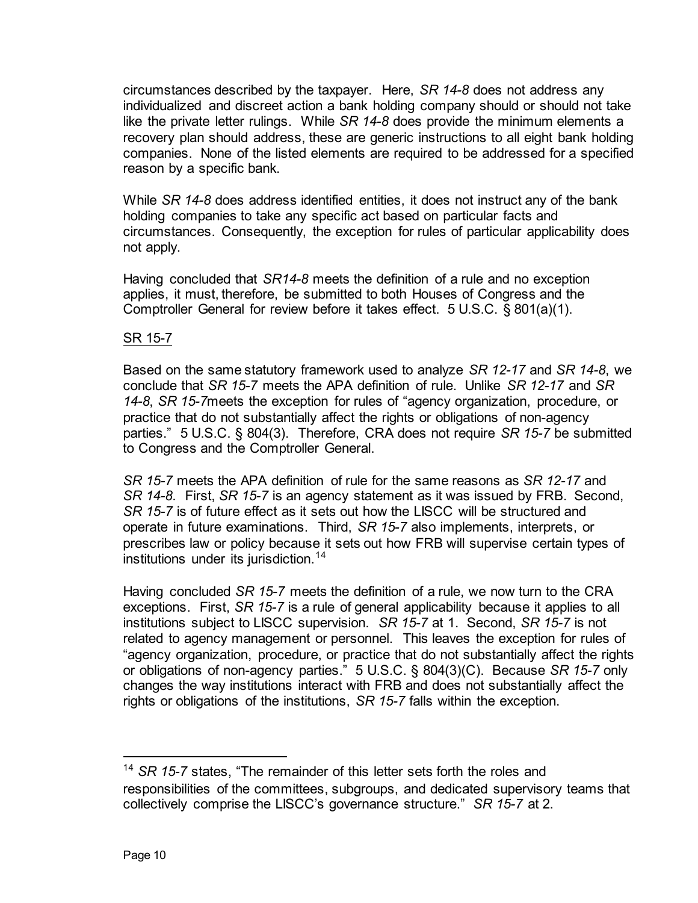circumstances described by the taxpayer. Here, *SR 14-8* does not address any individualized and discreet action a bank holding company should or should not take like the private letter rulings. While *SR 14-8* does provide the minimum elements a recovery plan should address, these are generic instructions to all eight bank holding companies. None of the listed elements are required to be addressed for a specified reason by a specific bank.

While *SR 14-8* does address identified entities, it does not instruct any of the bank holding companies to take any specific act based on particular facts and circumstances. Consequently, the exception for rules of particular applicability does not apply.

Having concluded that *SR14-8* meets the definition of a rule and no exception applies, it must, therefore, be submitted to both Houses of Congress and the Comptroller General for review before it takes effect. 5 U.S.C. § 801(a)(1).

<u>SR 15-7</u>

Based on the same statutory framework used to analyze *SR 12-17* and *SR 14-8*, we conclude that *SR 15-7* meets the APA definition of rule. Unlike *SR 12-17* and *SR 14-8*, *SR 15-7*meets the exception for rules of "agency organization, procedure, or practice that do not substantially affect the rights or obligations of non-agency parties." 5 U.S.C. § 804(3). Therefore, CRA does not require *SR 15-7* be submitted to Congress and the Comptroller General.

*SR 15-7* meets the APA definition of rule for the same reasons as *SR 12-17* and *SR 14-8*. First, *SR 15-7* is an agency statement as it was issued by FRB. Second, *SR 15-7* is of future effect as it sets out how the LISCC will be structured and operate in future examinations. Third, *SR 15-7* also implements, interprets, or prescribes law or policy because it sets out how FRB will supervise certain types of institutions under its jurisdiction.[14]

Having concluded *SR 15-7* meets the definition of a rule, we now turn to the CRA exceptions. First, *SR 15-7* is a rule of general applicability because it applies to all institutions subject to LISCC supervision. *SR 15-7* at 1. Second, *SR 15-7* is not related to agency management or personnel. This leaves the exception for rules of "agency organization, procedure, or practice that do not substantially affect the rights or obligations of non-agency parties." 5 U.S.C. § 804(3)(C). Because *SR 15-7* only changes the way institutions interact with FRB and does not substantially affect the rights or obligations of the institutions, *SR 15-7* falls within the exception.

---

[14] *SR 15-7* states, "The remainder of this letter sets forth the roles and responsibilities of the committees, subgroups, and dedicated supervisory teams that collectively comprise the LISCC's governance structure." *SR 15-7* at 2.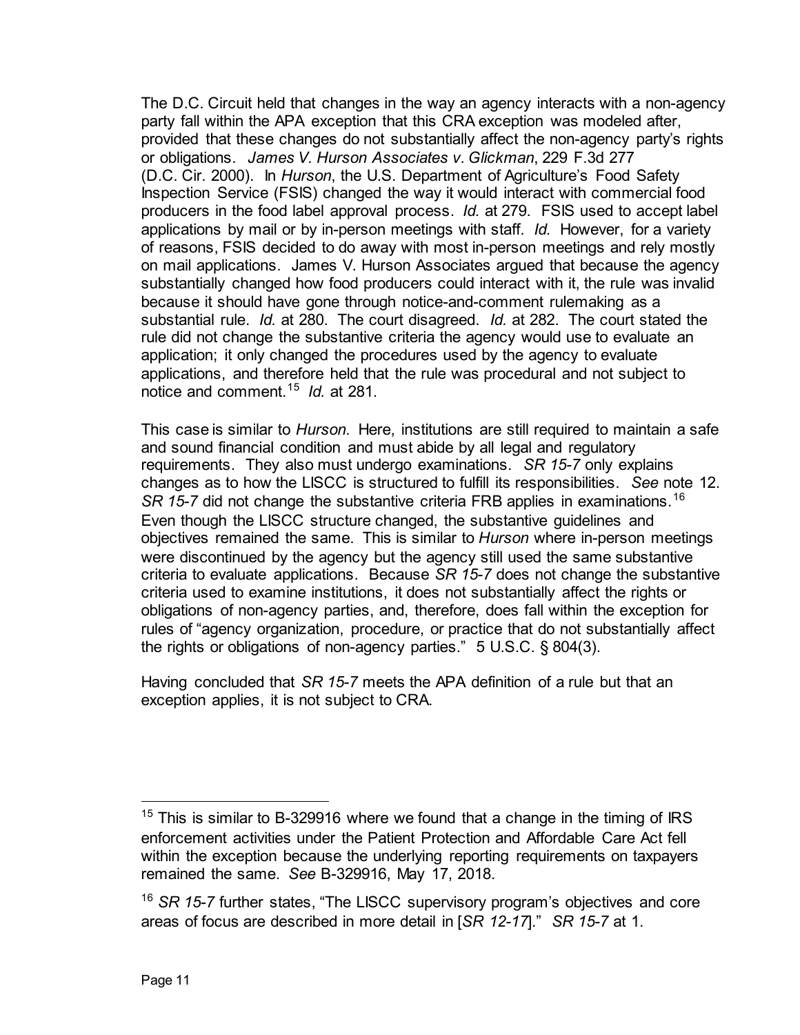The D.C. Circuit held that changes in the way an agency interacts with a non-agency party fall within the APA exception that this CRA exception was modeled after, provided that these changes do not substantially affect the non-agency party's rights or obligations. *James V. Hurson Associates v. Glickman*, 229 F.3d 277 (D.C. Cir. 2000). In *Hurson*, the U.S. Department of Agriculture's Food Safety Inspection Service (FSIS) changed the way it would interact with commercial food producers in the food label approval process. *Id.* at 279. FSIS used to accept label applications by mail or by in-person meetings with staff. *Id.* However, for a variety of reasons, FSIS decided to do away with most in-person meetings and rely mostly on mail applications. James V. Hurson Associates argued that because the agency substantially changed how food producers could interact with it, the rule was invalid because it should have gone through notice-and-comment rulemaking as a substantial rule. *Id.* at 280. The court disagreed. *Id.* at 282. The court stated the rule did not change the substantive criteria the agency would use to evaluate an application; it only changed the procedures used by the agency to evaluate applications, and therefore held that the rule was procedural and not subject to notice and comment.[15] *Id.* at 281.

This case is similar to *Hurson*. Here, institutions are still required to maintain a safe and sound financial condition and must abide by all legal and regulatory requirements. They also must undergo examinations. *SR 15-7* only explains changes as to how the LISCC is structured to fulfill its responsibilities. *See* note 12. *SR 15-7* did not change the substantive criteria FRB applies in examinations.[16] Even though the LISCC structure changed, the substantive guidelines and objectives remained the same. This is similar to *Hurson* where in-person meetings were discontinued by the agency but the agency still used the same substantive criteria to evaluate applications. Because *SR 15-7* does not change the substantive criteria used to examine institutions, it does not substantially affect the rights or obligations of non-agency parties, and, therefore, does fall within the exception for rules of "agency organization, procedure, or practice that do not substantially affect the rights or obligations of non-agency parties." 5 U.S.C. § 804(3).

Having concluded that *SR 15-7* meets the APA definition of a rule but that an exception applies, it is not subject to CRA.

---

[15] This is similar to B-329916 where we found that a change in the timing of IRS enforcement activities under the Patient Protection and Affordable Care Act fell within the exception because the underlying reporting requirements on taxpayers remained the same. *See* B-329916, May 17, 2018.

[16] *SR 15-7* further states, "The LISCC supervisory program's objectives and core areas of focus are described in more detail in [*SR 12-17*]." *SR 15-7* at 1.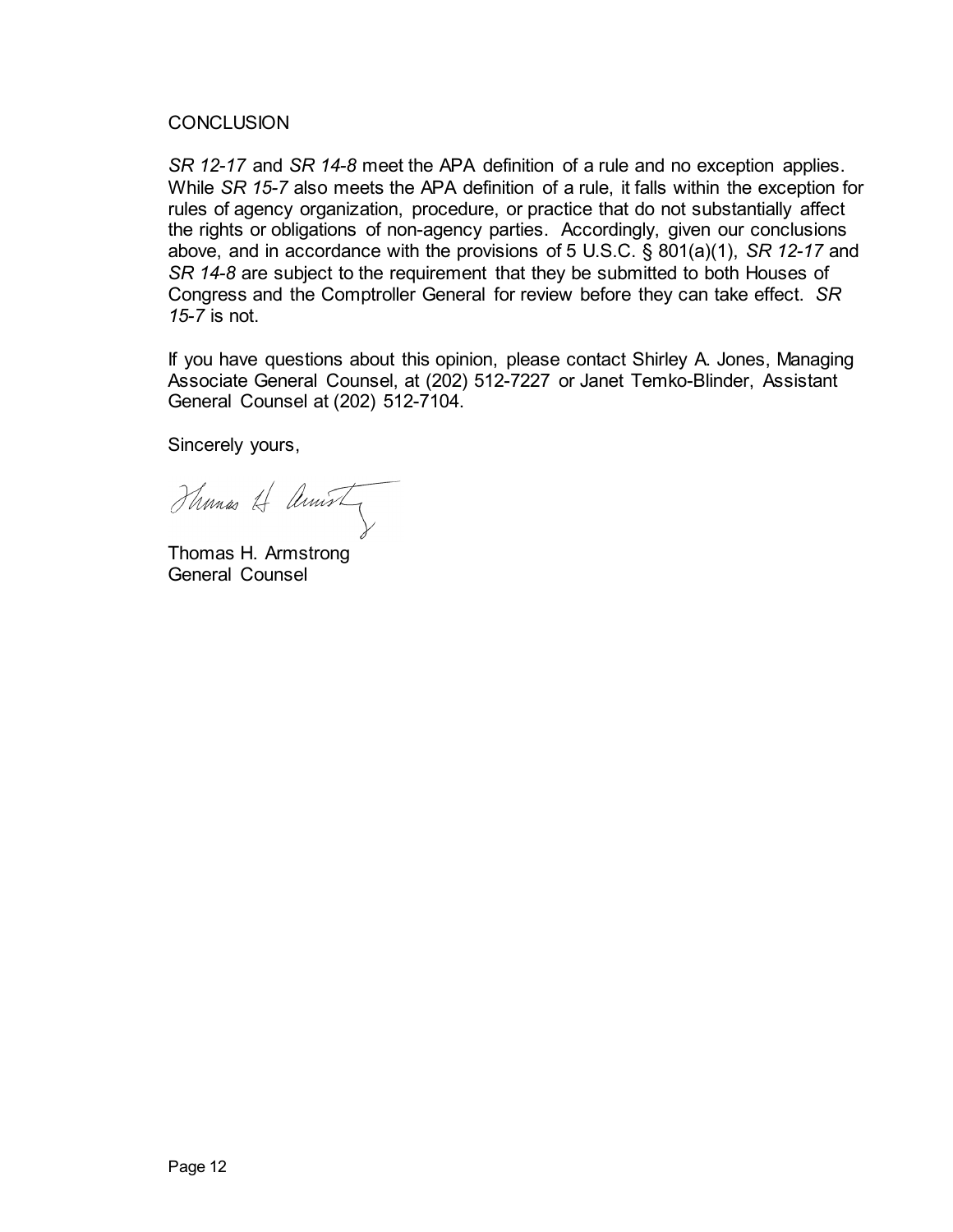CONCLUSION

*SR 12-17* and *SR 14-8* meet the APA definition of a rule and no exception applies. While *SR 15-7* also meets the APA definition of a rule, it falls within the exception for rules of agency organization, procedure, or practice that do not substantially affect the rights or obligations of non-agency parties. Accordingly, given our conclusions above, and in accordance with the provisions of 5 U.S.C. § 801(a)(1), *SR 12-17* and *SR 14-8* are subject to the requirement that they be submitted to both Houses of Congress and the Comptroller General for review before they can take effect. *SR 15-7* is not.

If you have questions about this opinion, please contact Shirley A. Jones, Managing Associate General Counsel, at (202) 512-7227 or Janet Temko-Blinder, Assistant General Counsel at (202) 512-7104.

Sincerely yours,

Thomas H. Armstrong
General Counsel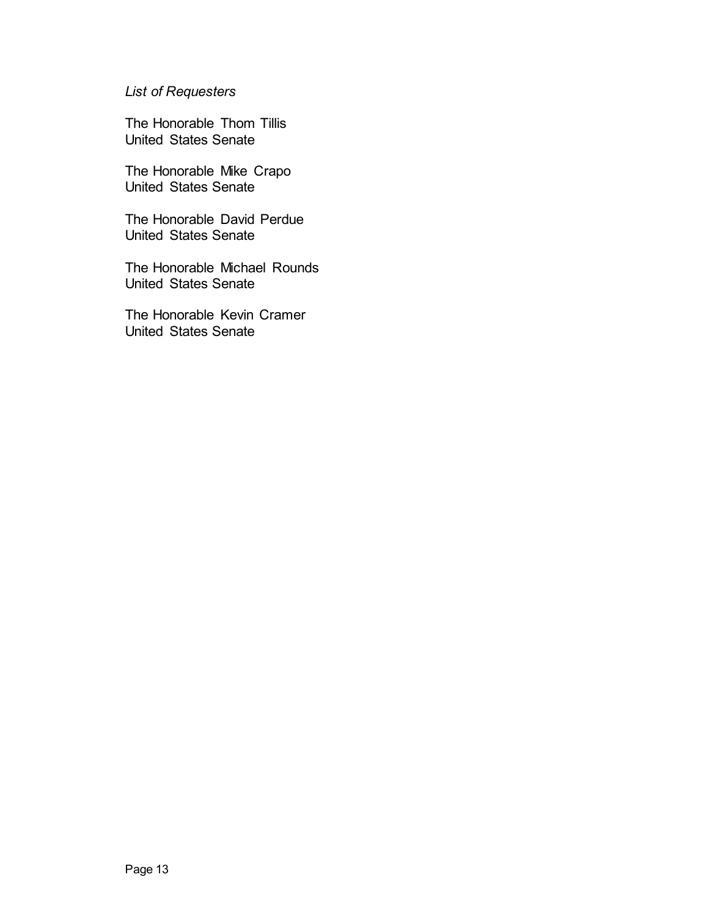*List of Requesters*

The Honorable Thom Tillis
United States Senate

The Honorable Mike Crapo
United States Senate

The Honorable David Perdue
United States Senate

The Honorable Michael Rounds
United States Senate

The Honorable Kevin Cramer
United States Senate